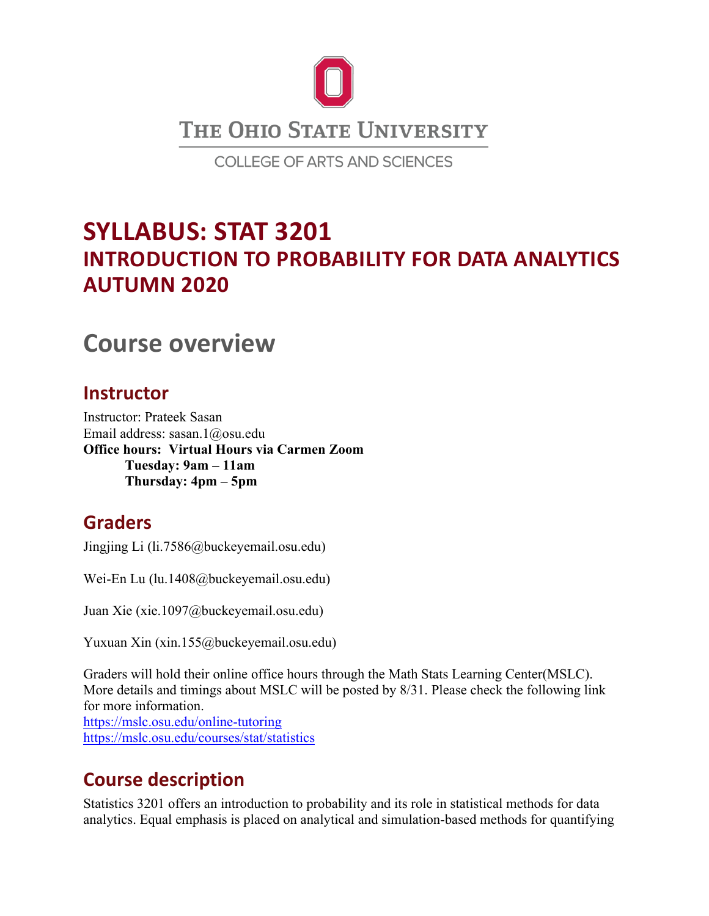THE OHIO STATE UNIVERSITY

COLLEGE OF ARTS AND SCIENCES

# SYLLABUS: STAT 3201
## INTRODUCTION TO PROBABILITY FOR DATA ANALYTICS
## AUTUMN 2020

# Course overview

## Instructor

Instructor: Prateek Sasan
Email address: sasan.1@osu.edu
**Office hours: Virtual Hours via Carmen Zoom**
**Tuesday: 9am – 11am**
**Thursday: 4pm – 5pm**

## Graders

Jingjing Li (li.7586@buckeyemail.osu.edu)

Wei-En Lu (lu.1408@buckeyemail.osu.edu)

Juan Xie (xie.1097@buckeyemail.osu.edu)

Yuxuan Xin (xin.155@buckeyemail.osu.edu)

Graders will hold their online office hours through the Math Stats Learning Center(MSLC). More details and timings about MSLC will be posted by 8/31. Please check the following link for more information.
https://mslc.osu.edu/online-tutoring
https://mslc.osu.edu/courses/stat/statistics

## Course description

Statistics 3201 offers an introduction to probability and its role in statistical methods for data analytics. Equal emphasis is placed on analytical and simulation-based methods for quantifying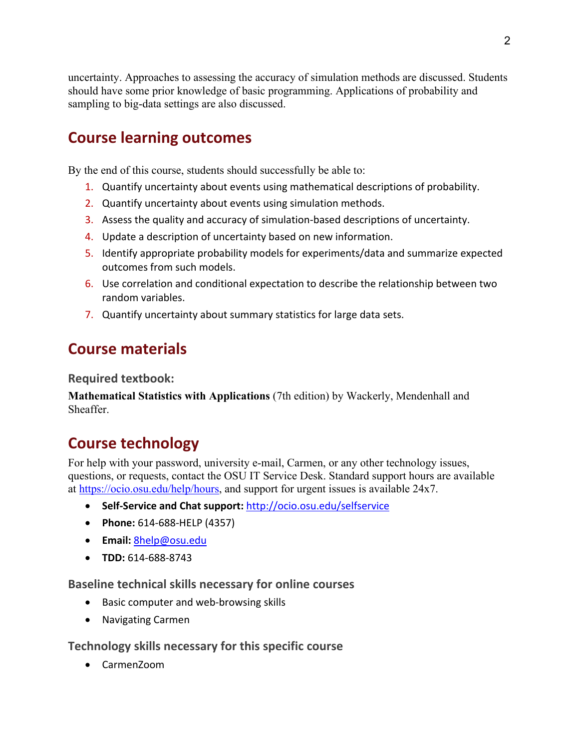uncertainty. Approaches to assessing the accuracy of simulation methods are discussed. Students should have some prior knowledge of basic programming. Applications of probability and sampling to big-data settings are also discussed.

## Course learning outcomes

By the end of this course, students should successfully be able to:

1. Quantify uncertainty about events using mathematical descriptions of probability.
2. Quantify uncertainty about events using simulation methods.
3. Assess the quality and accuracy of simulation-based descriptions of uncertainty.
4. Update a description of uncertainty based on new information.
5. Identify appropriate probability models for experiments/data and summarize expected outcomes from such models.
6. Use correlation and conditional expectation to describe the relationship between two random variables.
7. Quantify uncertainty about summary statistics for large data sets.

## Course materials

### Required textbook:

**Mathematical Statistics with Applications** (7th edition) by Wackerly, Mendenhall and Sheaffer.

## Course technology

For help with your password, university e-mail, Carmen, or any other technology issues, questions, or requests, contact the OSU IT Service Desk. Standard support hours are available at https://ocio.osu.edu/help/hours, and support for urgent issues is available 24x7.

- **Self-Service and Chat support:** http://ocio.osu.edu/selfservice
- **Phone:** 614-688-HELP (4357)
- **Email:** 8help@osu.edu
- **TDD:** 614-688-8743

### Baseline technical skills necessary for online courses

- Basic computer and web-browsing skills
- Navigating Carmen

### Technology skills necessary for this specific course

- CarmenZoom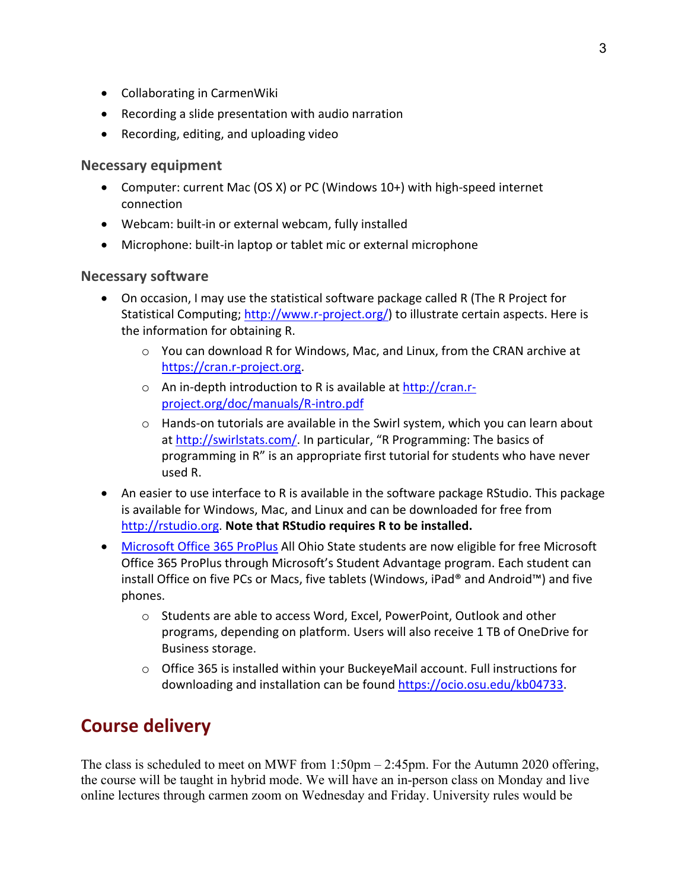- Collaborating in CarmenWiki
- Recording a slide presentation with audio narration
- Recording, editing, and uploading video

### Necessary equipment

- Computer: current Mac (OS X) or PC (Windows 10+) with high-speed internet connection
- Webcam: built-in or external webcam, fully installed
- Microphone: built-in laptop or tablet mic or external microphone

### Necessary software

- On occasion, I may use the statistical software package called R (The R Project for Statistical Computing; [http://www.r-project.org/](http://www.r-project.org/)) to illustrate certain aspects. Here is the information for obtaining R.
  - You can download R for Windows, Mac, and Linux, from the CRAN archive at [https://cran.r-project.org](https://cran.r-project.org).
  - An in-depth introduction to R is available at [http://cran.r-project.org/doc/manuals/R-intro.pdf](http://cran.r-project.org/doc/manuals/R-intro.pdf)
  - Hands-on tutorials are available in the Swirl system, which you can learn about at [http://swirlstats.com/](http://swirlstats.com/). In particular, "R Programming: The basics of programming in R" is an appropriate first tutorial for students who have never used R.
- An easier to use interface to R is available in the software package RStudio. This package is available for Windows, Mac, and Linux and can be downloaded for free from [http://rstudio.org](http://rstudio.org). **Note that RStudio requires R to be installed.**
- Microsoft Office 365 ProPlus All Ohio State students are now eligible for free Microsoft Office 365 ProPlus through Microsoft's Student Advantage program. Each student can install Office on five PCs or Macs, five tablets (Windows, iPad® and Android™) and five phones.
  - Students are able to access Word, Excel, PowerPoint, Outlook and other programs, depending on platform. Users will also receive 1 TB of OneDrive for Business storage.
  - Office 365 is installed within your BuckeyeMail account. Full instructions for downloading and installation can be found [https://ocio.osu.edu/kb04733](https://ocio.osu.edu/kb04733).

## Course delivery

The class is scheduled to meet on MWF from 1:50pm – 2:45pm. For the Autumn 2020 offering, the course will be taught in hybrid mode. We will have an in-person class on Monday and live online lectures through carmen zoom on Wednesday and Friday. University rules would be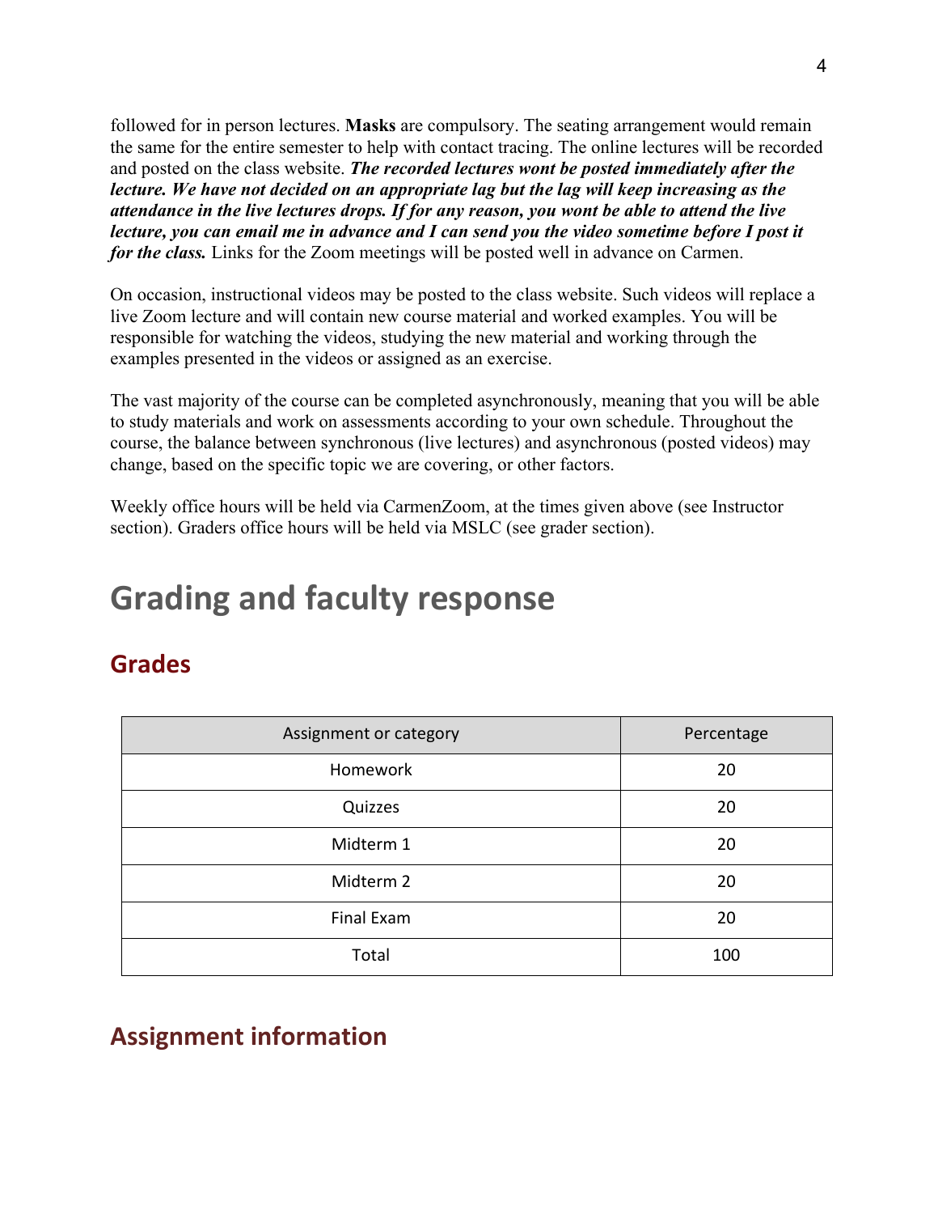followed for in person lectures. **Masks** are compulsory. The seating arrangement would remain the same for the entire semester to help with contact tracing. The online lectures will be recorded and posted on the class website. ***The recorded lectures wont be posted immediately after the lecture. We have not decided on an appropriate lag but the lag will keep increasing as the attendance in the live lectures drops. If for any reason, you wont be able to attend the live lecture, you can email me in advance and I can send you the video sometime before I post it for the class.*** Links for the Zoom meetings will be posted well in advance on Carmen.

On occasion, instructional videos may be posted to the class website. Such videos will replace a live Zoom lecture and will contain new course material and worked examples. You will be responsible for watching the videos, studying the new material and working through the examples presented in the videos or assigned as an exercise.

The vast majority of the course can be completed asynchronously, meaning that you will be able to study materials and work on assessments according to your own schedule. Throughout the course, the balance between synchronous (live lectures) and asynchronous (posted videos) may change, based on the specific topic we are covering, or other factors.

Weekly office hours will be held via CarmenZoom, at the times given above (see Instructor section). Graders office hours will be held via MSLC (see grader section).

# Grading and faculty response

## Grades

| Assignment or category | Percentage |
|---|---|
| Homework | 20 |
| Quizzes | 20 |
| Midterm 1 | 20 |
| Midterm 2 | 20 |
| Final Exam | 20 |
| Total | 100 |

## Assignment information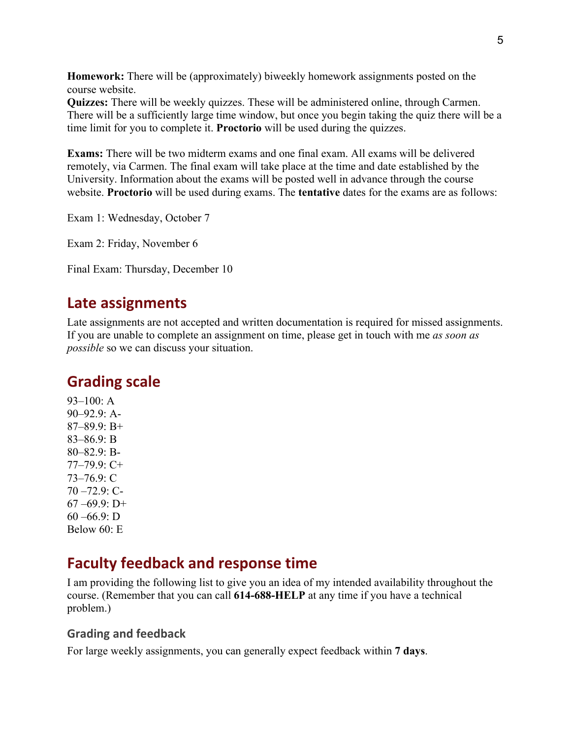**Homework:** There will be (approximately) biweekly homework assignments posted on the course website.
**Quizzes:** There will be weekly quizzes. These will be administered online, through Carmen. There will be a sufficiently large time window, but once you begin taking the quiz there will be a time limit for you to complete it. **Proctorio** will be used during the quizzes.

**Exams:** There will be two midterm exams and one final exam. All exams will be delivered remotely, via Carmen. The final exam will take place at the time and date established by the University. Information about the exams will be posted well in advance through the course website. **Proctorio** will be used during exams. The **tentative** dates for the exams are as follows:

Exam 1: Wednesday, October 7

Exam 2: Friday, November 6

Final Exam: Thursday, December 10

## Late assignments

Late assignments are not accepted and written documentation is required for missed assignments. If you are unable to complete an assignment on time, please get in touch with me *as soon as possible* so we can discuss your situation.

## Grading scale

93–100: A
90–92.9: A-
87–89.9: B+
83–86.9: B
80–82.9: B-
77–79.9: C+
73–76.9: C
70 –72.9: C-
67 –69.9: D+
60 –66.9: D
Below 60: E

## Faculty feedback and response time

I am providing the following list to give you an idea of my intended availability throughout the course. (Remember that you can call **614-688-HELP** at any time if you have a technical problem.)

### Grading and feedback

For large weekly assignments, you can generally expect feedback within **7 days**.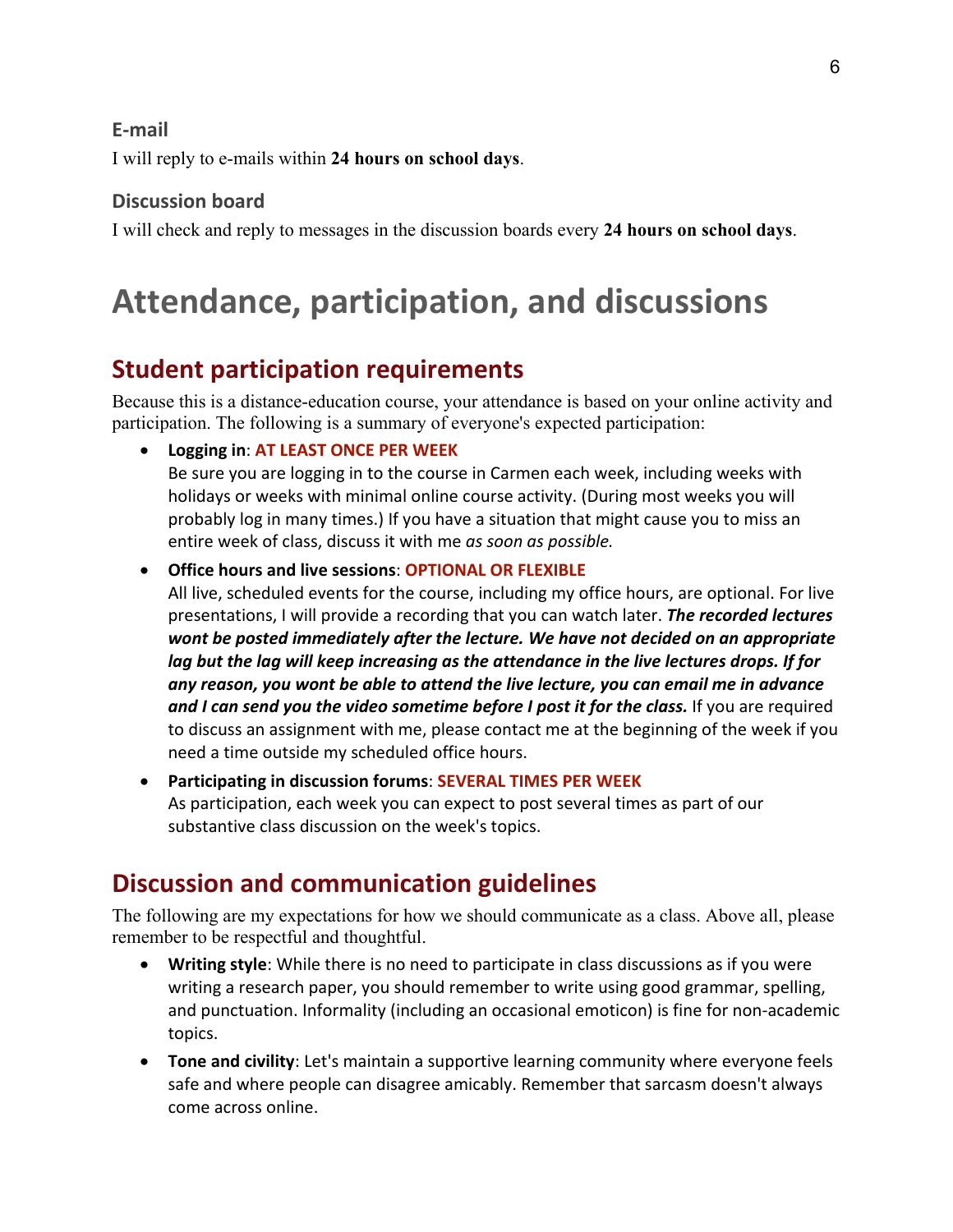### E-mail

I will reply to e-mails within **24 hours on school days**.

### Discussion board

I will check and reply to messages in the discussion boards every **24 hours on school days**.

# Attendance, participation, and discussions

## Student participation requirements

Because this is a distance-education course, your attendance is based on your online activity and participation. The following is a summary of everyone's expected participation:

- **Logging in**: **AT LEAST ONCE PER WEEK**
  Be sure you are logging in to the course in Carmen each week, including weeks with holidays or weeks with minimal online course activity. (During most weeks you will probably log in many times.) If you have a situation that might cause you to miss an entire week of class, discuss it with me *as soon as possible.*
- **Office hours and live sessions**: **OPTIONAL OR FLEXIBLE**
  All live, scheduled events for the course, including my office hours, are optional. For live presentations, I will provide a recording that you can watch later. ***The recorded lectures wont be posted immediately after the lecture. We have not decided on an appropriate lag but the lag will keep increasing as the attendance in the live lectures drops. If for any reason, you wont be able to attend the live lecture, you can email me in advance and I can send you the video sometime before I post it for the class.*** If you are required to discuss an assignment with me, please contact me at the beginning of the week if you need a time outside my scheduled office hours.
- **Participating in discussion forums**: **SEVERAL TIMES PER WEEK**
  As participation, each week you can expect to post several times as part of our substantive class discussion on the week's topics.

## Discussion and communication guidelines

The following are my expectations for how we should communicate as a class. Above all, please remember to be respectful and thoughtful.

- **Writing style**: While there is no need to participate in class discussions as if you were writing a research paper, you should remember to write using good grammar, spelling, and punctuation. Informality (including an occasional emoticon) is fine for non-academic topics.
- **Tone and civility**: Let's maintain a supportive learning community where everyone feels safe and where people can disagree amicably. Remember that sarcasm doesn't always come across online.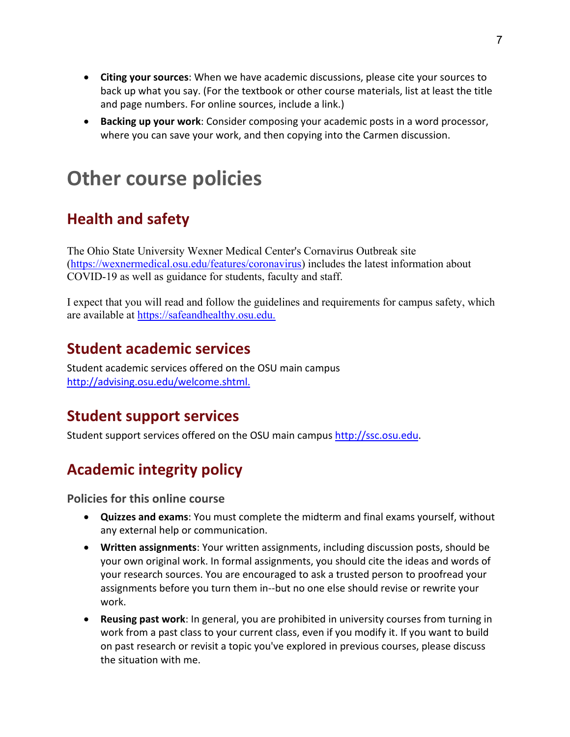- **Citing your sources**: When we have academic discussions, please cite your sources to back up what you say. (For the textbook or other course materials, list at least the title and page numbers. For online sources, include a link.)
- **Backing up your work**: Consider composing your academic posts in a word processor, where you can save your work, and then copying into the Carmen discussion.

# Other course policies

## Health and safety

The Ohio State University Wexner Medical Center's Cornavirus Outbreak site (https://wexnermedical.osu.edu/features/coronavirus) includes the latest information about COVID-19 as well as guidance for students, faculty and staff.

I expect that you will read and follow the guidelines and requirements for campus safety, which are available at https://safeandhealthy.osu.edu.

## Student academic services

Student academic services offered on the OSU main campus http://advising.osu.edu/welcome.shtml.

## Student support services

Student support services offered on the OSU main campus http://ssc.osu.edu.

## Academic integrity policy

### Policies for this online course

- **Quizzes and exams**: You must complete the midterm and final exams yourself, without any external help or communication.
- **Written assignments**: Your written assignments, including discussion posts, should be your own original work. In formal assignments, you should cite the ideas and words of your research sources. You are encouraged to ask a trusted person to proofread your assignments before you turn them in--but no one else should revise or rewrite your work.
- **Reusing past work**: In general, you are prohibited in university courses from turning in work from a past class to your current class, even if you modify it. If you want to build on past research or revisit a topic you've explored in previous courses, please discuss the situation with me.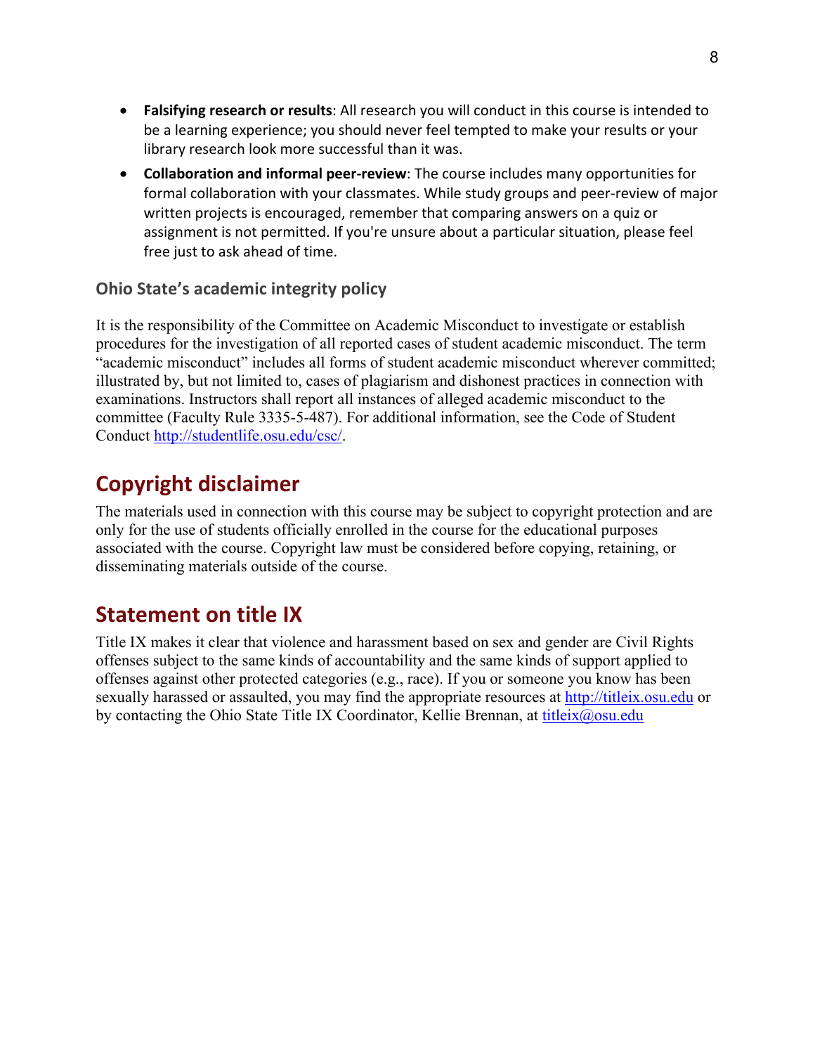- **Falsifying research or results**: All research you will conduct in this course is intended to be a learning experience; you should never feel tempted to make your results or your library research look more successful than it was.
- **Collaboration and informal peer-review**: The course includes many opportunities for formal collaboration with your classmates. While study groups and peer-review of major written projects is encouraged, remember that comparing answers on a quiz or assignment is not permitted. If you're unsure about a particular situation, please feel free just to ask ahead of time.

### Ohio State's academic integrity policy

It is the responsibility of the Committee on Academic Misconduct to investigate or establish procedures for the investigation of all reported cases of student academic misconduct. The term "academic misconduct" includes all forms of student academic misconduct wherever committed; illustrated by, but not limited to, cases of plagiarism and dishonest practices in connection with examinations. Instructors shall report all instances of alleged academic misconduct to the committee (Faculty Rule 3335-5-487). For additional information, see the Code of Student Conduct http://studentlife.osu.edu/csc/.

## Copyright disclaimer

The materials used in connection with this course may be subject to copyright protection and are only for the use of students officially enrolled in the course for the educational purposes associated with the course. Copyright law must be considered before copying, retaining, or disseminating materials outside of the course.

## Statement on title IX

Title IX makes it clear that violence and harassment based on sex and gender are Civil Rights offenses subject to the same kinds of accountability and the same kinds of support applied to offenses against other protected categories (e.g., race). If you or someone you know has been sexually harassed or assaulted, you may find the appropriate resources at http://titleix.osu.edu or by contacting the Ohio State Title IX Coordinator, Kellie Brennan, at titleix@osu.edu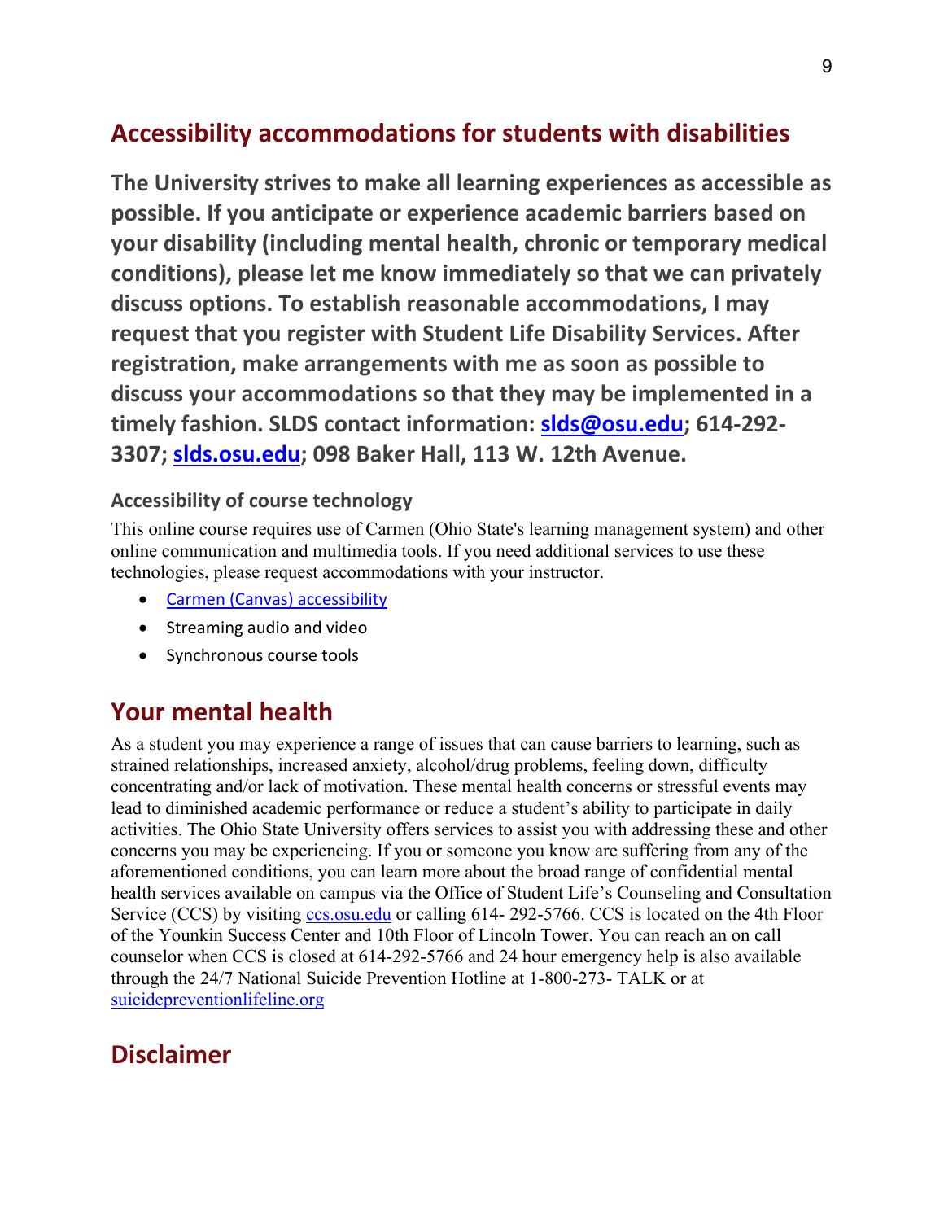## Accessibility accommodations for students with disabilities

**The University strives to make all learning experiences as accessible as possible. If you anticipate or experience academic barriers based on your disability (including mental health, chronic or temporary medical conditions), please let me know immediately so that we can privately discuss options. To establish reasonable accommodations, I may request that you register with Student Life Disability Services. After registration, make arrangements with me as soon as possible to discuss your accommodations so that they may be implemented in a timely fashion. SLDS contact information: [slds@osu.edu](mailto:slds@osu.edu); 614-292-3307; [slds.osu.edu](http://slds.osu.edu); 098 Baker Hall, 113 W. 12th Avenue.**

### Accessibility of course technology

This online course requires use of Carmen (Ohio State's learning management system) and other online communication and multimedia tools. If you need additional services to use these technologies, please request accommodations with your instructor.

- Carmen (Canvas) accessibility
- Streaming audio and video
- Synchronous course tools

## Your mental health

As a student you may experience a range of issues that can cause barriers to learning, such as strained relationships, increased anxiety, alcohol/drug problems, feeling down, difficulty concentrating and/or lack of motivation. These mental health concerns or stressful events may lead to diminished academic performance or reduce a student's ability to participate in daily activities. The Ohio State University offers services to assist you with addressing these and other concerns you may be experiencing. If you or someone you know are suffering from any of the aforementioned conditions, you can learn more about the broad range of confidential mental health services available on campus via the Office of Student Life's Counseling and Consultation Service (CCS) by visiting ccs.osu.edu or calling 614- 292-5766. CCS is located on the 4th Floor of the Younkin Success Center and 10th Floor of Lincoln Tower. You can reach an on call counselor when CCS is closed at 614-292-5766 and 24 hour emergency help is also available through the 24/7 National Suicide Prevention Hotline at 1-800-273- TALK or at suicidepreventionlifeline.org

## Disclaimer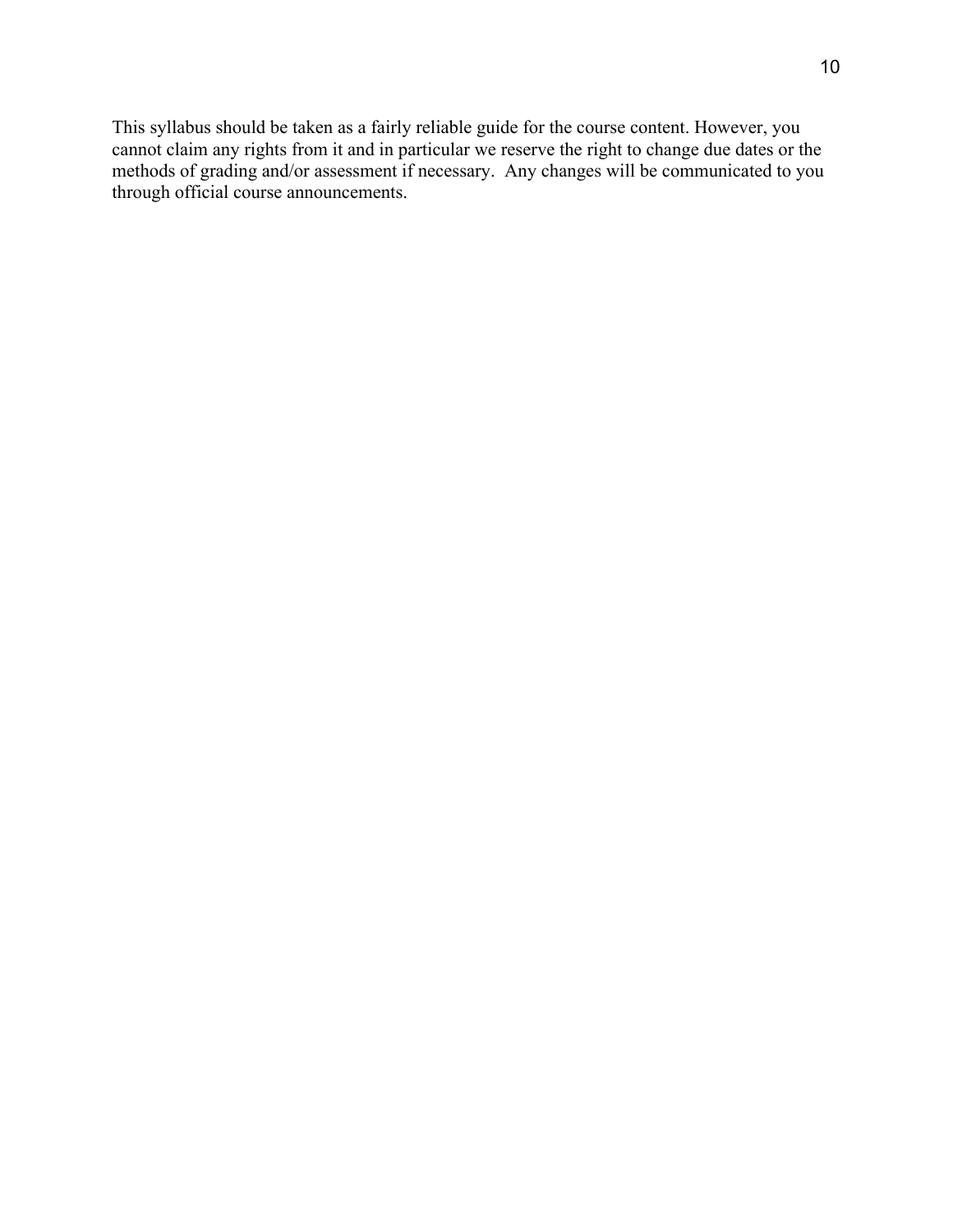This syllabus should be taken as a fairly reliable guide for the course content. However, you cannot claim any rights from it and in particular we reserve the right to change due dates or the methods of grading and/or assessment if necessary. Any changes will be communicated to you through official course announcements.